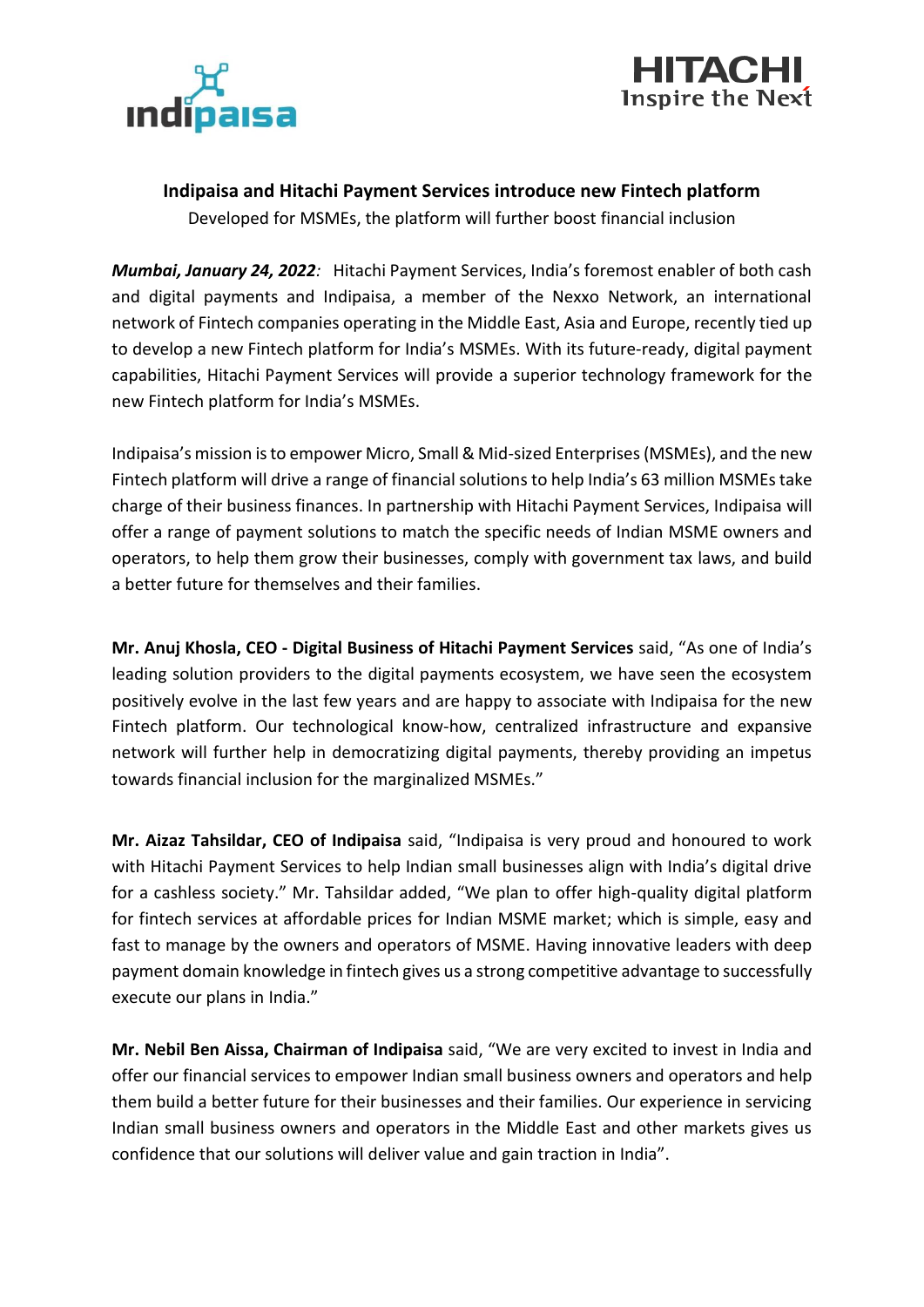# Indipaisa and Hitachi Payment Services introduce new Fintech platform

Developed for MSMEs, the platform will further boost financial inclusion

***Mumbai, January 24, 2022****:* Hitachi Payment Services, India's foremost enabler of both cash and digital payments and Indipaisa, a member of the Nexxo Network, an international network of Fintech companies operating in the Middle East, Asia and Europe, recently tied up to develop a new Fintech platform for India's MSMEs. With its future-ready, digital payment capabilities, Hitachi Payment Services will provide a superior technology framework for the new Fintech platform for India's MSMEs.

Indipaisa's mission is to empower Micro, Small & Mid-sized Enterprises (MSMEs), and the new Fintech platform will drive a range of financial solutions to help India's 63 million MSMEs take charge of their business finances. In partnership with Hitachi Payment Services, Indipaisa will offer a range of payment solutions to match the specific needs of Indian MSME owners and operators, to help them grow their businesses, comply with government tax laws, and build a better future for themselves and their families.

**Mr. Anuj Khosla, CEO - Digital Business of Hitachi Payment Services** said, "As one of India's leading solution providers to the digital payments ecosystem, we have seen the ecosystem positively evolve in the last few years and are happy to associate with Indipaisa for the new Fintech platform. Our technological know-how, centralized infrastructure and expansive network will further help in democratizing digital payments, thereby providing an impetus towards financial inclusion for the marginalized MSMEs."

**Mr. Aizaz Tahsildar, CEO of Indipaisa** said, "Indipaisa is very proud and honoured to work with Hitachi Payment Services to help Indian small businesses align with India's digital drive for a cashless society." Mr. Tahsildar added, "We plan to offer high-quality digital platform for fintech services at affordable prices for Indian MSME market; which is simple, easy and fast to manage by the owners and operators of MSME. Having innovative leaders with deep payment domain knowledge in fintech gives us a strong competitive advantage to successfully execute our plans in India."

**Mr. Nebil Ben Aissa, Chairman of Indipaisa** said, "We are very excited to invest in India and offer our financial services to empower Indian small business owners and operators and help them build a better future for their businesses and their families. Our experience in servicing Indian small business owners and operators in the Middle East and other markets gives us confidence that our solutions will deliver value and gain traction in India".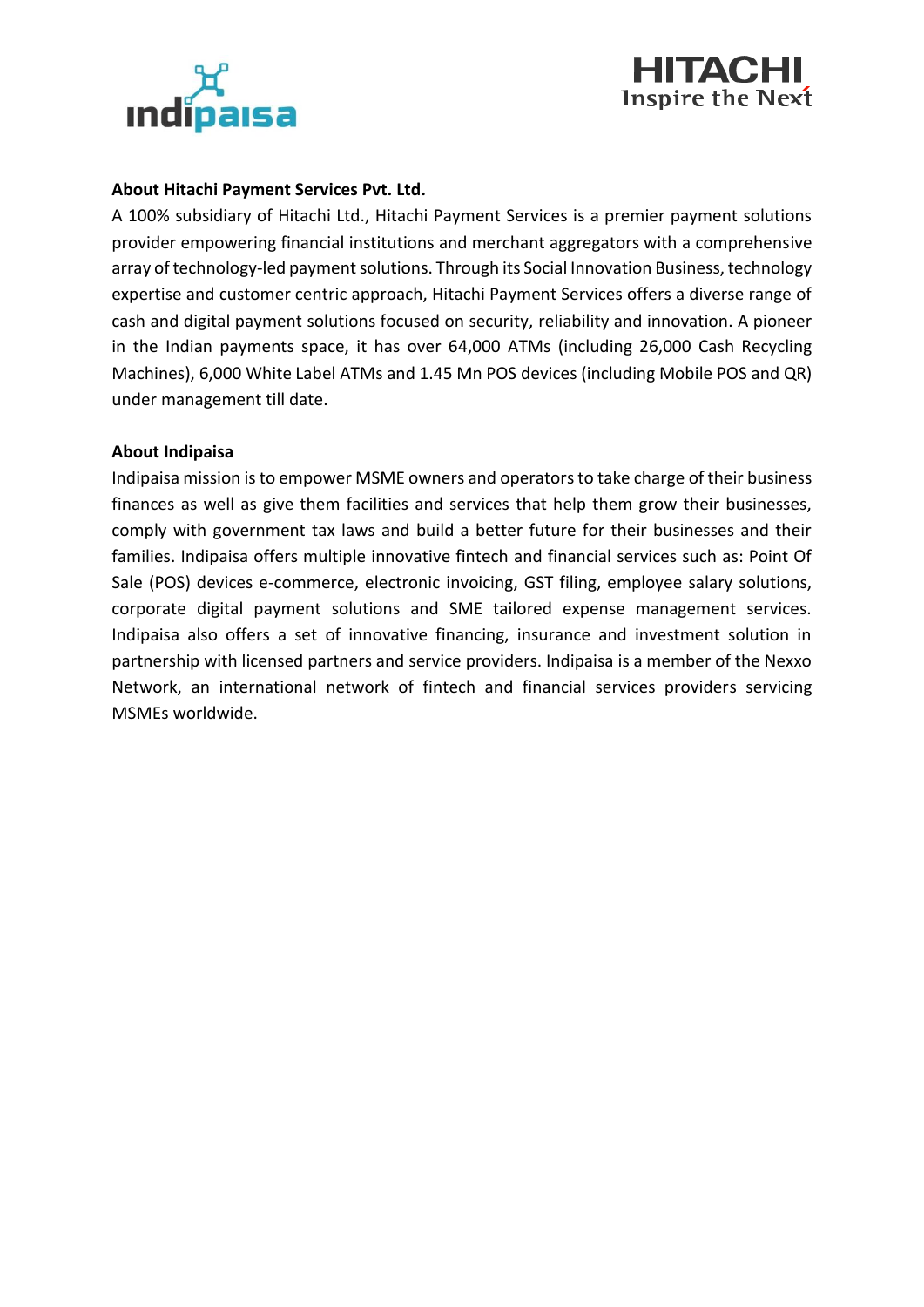**About Hitachi Payment Services Pvt. Ltd.**

A 100% subsidiary of Hitachi Ltd., Hitachi Payment Services is a premier payment solutions provider empowering financial institutions and merchant aggregators with a comprehensive array of technology-led payment solutions. Through its Social Innovation Business, technology expertise and customer centric approach, Hitachi Payment Services offers a diverse range of cash and digital payment solutions focused on security, reliability and innovation. A pioneer in the Indian payments space, it has over 64,000 ATMs (including 26,000 Cash Recycling Machines), 6,000 White Label ATMs and 1.45 Mn POS devices (including Mobile POS and QR) under management till date.

**About Indipaisa**

Indipaisa mission is to empower MSME owners and operators to take charge of their business finances as well as give them facilities and services that help them grow their businesses, comply with government tax laws and build a better future for their businesses and their families. Indipaisa offers multiple innovative fintech and financial services such as: Point Of Sale (POS) devices e-commerce, electronic invoicing, GST filing, employee salary solutions, corporate digital payment solutions and SME tailored expense management services. Indipaisa also offers a set of innovative financing, insurance and investment solution in partnership with licensed partners and service providers. Indipaisa is a member of the Nexxo Network, an international network of fintech and financial services providers servicing MSMEs worldwide.